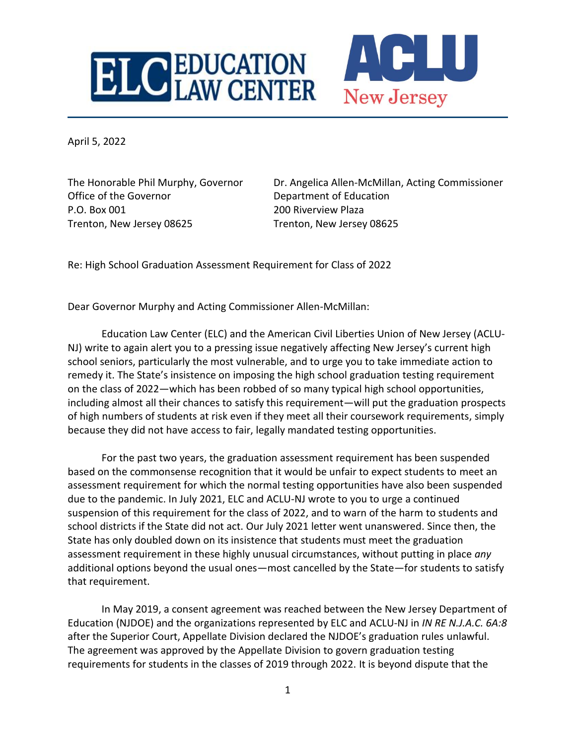ELC EDUCATION LAW CENTER

ACLU New Jersey

April 5, 2022

The Honorable Phil Murphy, Governor
Office of the Governor
P.O. Box 001
Trenton, New Jersey 08625

Dr. Angelica Allen-McMillan, Acting Commissioner
Department of Education
200 Riverview Plaza
Trenton, New Jersey 08625

Re: High School Graduation Assessment Requirement for Class of 2022

Dear Governor Murphy and Acting Commissioner Allen-McMillan:

Education Law Center (ELC) and the American Civil Liberties Union of New Jersey (ACLU-NJ) write to again alert you to a pressing issue negatively affecting New Jersey's current high school seniors, particularly the most vulnerable, and to urge you to take immediate action to remedy it. The State's insistence on imposing the high school graduation testing requirement on the class of 2022—which has been robbed of so many typical high school opportunities, including almost all their chances to satisfy this requirement—will put the graduation prospects of high numbers of students at risk even if they meet all their coursework requirements, simply because they did not have access to fair, legally mandated testing opportunities.

For the past two years, the graduation assessment requirement has been suspended based on the commonsense recognition that it would be unfair to expect students to meet an assessment requirement for which the normal testing opportunities have also been suspended due to the pandemic. In July 2021, ELC and ACLU-NJ wrote to you to urge a continued suspension of this requirement for the class of 2022, and to warn of the harm to students and school districts if the State did not act. Our July 2021 letter went unanswered. Since then, the State has only doubled down on its insistence that students must meet the graduation assessment requirement in these highly unusual circumstances, without putting in place *any* additional options beyond the usual ones—most cancelled by the State—for students to satisfy that requirement.

In May 2019, a consent agreement was reached between the New Jersey Department of Education (NJDOE) and the organizations represented by ELC and ACLU-NJ in *IN RE N.J.A.C. 6A:8* after the Superior Court, Appellate Division declared the NJDOE's graduation rules unlawful. The agreement was approved by the Appellate Division to govern graduation testing requirements for students in the classes of 2019 through 2022. It is beyond dispute that the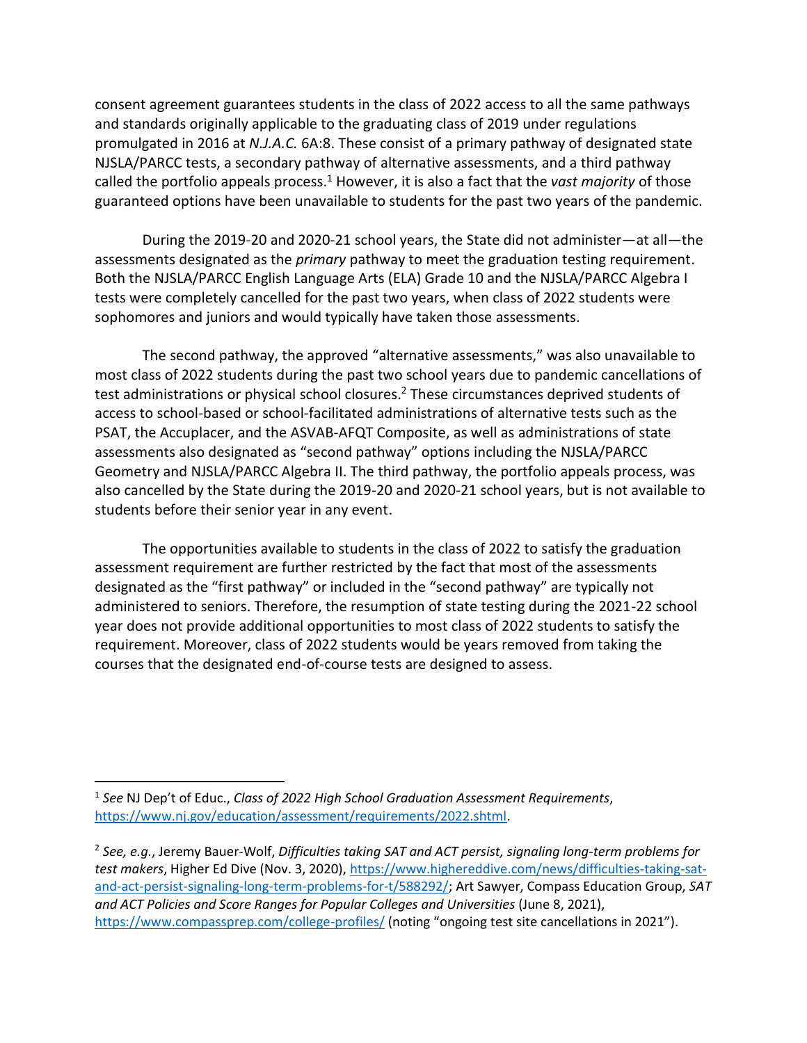consent agreement guarantees students in the class of 2022 access to all the same pathways and standards originally applicable to the graduating class of 2019 under regulations promulgated in 2016 at *N.J.A.C.* 6A:8. These consist of a primary pathway of designated state NJSLA/PARCC tests, a secondary pathway of alternative assessments, and a third pathway called the portfolio appeals process.[1] However, it is also a fact that the *vast majority* of those guaranteed options have been unavailable to students for the past two years of the pandemic.

During the 2019-20 and 2020-21 school years, the State did not administer—at all—the assessments designated as the *primary* pathway to meet the graduation testing requirement. Both the NJSLA/PARCC English Language Arts (ELA) Grade 10 and the NJSLA/PARCC Algebra I tests were completely cancelled for the past two years, when class of 2022 students were sophomores and juniors and would typically have taken those assessments.

The second pathway, the approved "alternative assessments," was also unavailable to most class of 2022 students during the past two school years due to pandemic cancellations of test administrations or physical school closures.[2] These circumstances deprived students of access to school-based or school-facilitated administrations of alternative tests such as the PSAT, the Accuplacer, and the ASVAB-AFQT Composite, as well as administrations of state assessments also designated as "second pathway" options including the NJSLA/PARCC Geometry and NJSLA/PARCC Algebra II. The third pathway, the portfolio appeals process, was also cancelled by the State during the 2019-20 and 2020-21 school years, but is not available to students before their senior year in any event.

The opportunities available to students in the class of 2022 to satisfy the graduation assessment requirement are further restricted by the fact that most of the assessments designated as the "first pathway" or included in the "second pathway" are typically not administered to seniors. Therefore, the resumption of state testing during the 2021-22 school year does not provide additional opportunities to most class of 2022 students to satisfy the requirement. Moreover, class of 2022 students would be years removed from taking the courses that the designated end-of-course tests are designed to assess.

---

[1] *See* NJ Dep't of Educ., *Class of 2022 High School Graduation Assessment Requirements*, https://www.nj.gov/education/assessment/requirements/2022.shtml.

[2] *See, e.g.*, Jeremy Bauer-Wolf, *Difficulties taking SAT and ACT persist, signaling long-term problems for test makers*, Higher Ed Dive (Nov. 3, 2020), https://www.highereddive.com/news/difficulties-taking-sat-and-act-persist-signaling-long-term-problems-for-t/588292/; Art Sawyer, Compass Education Group, *SAT and ACT Policies and Score Ranges for Popular Colleges and Universities* (June 8, 2021), https://www.compassprep.com/college-profiles/ (noting "ongoing test site cancellations in 2021").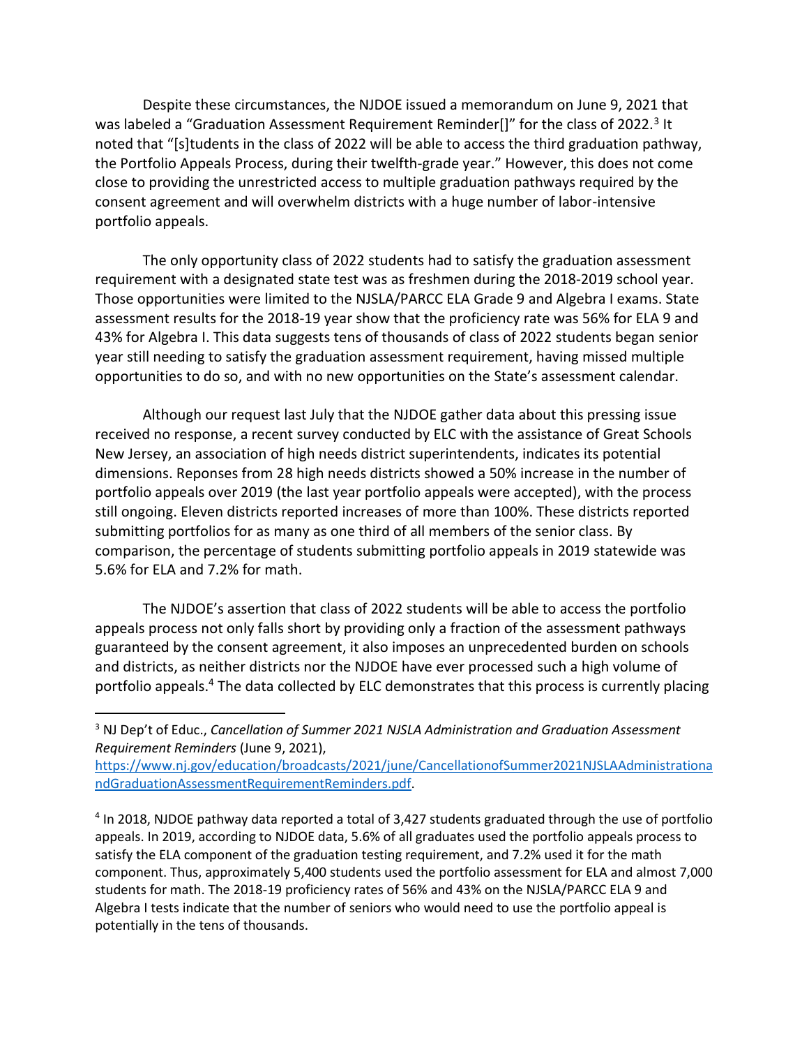Despite these circumstances, the NJDOE issued a memorandum on June 9, 2021 that was labeled a "Graduation Assessment Requirement Reminder[]" for the class of 2022.[3] It noted that "[s]tudents in the class of 2022 will be able to access the third graduation pathway, the Portfolio Appeals Process, during their twelfth-grade year." However, this does not come close to providing the unrestricted access to multiple graduation pathways required by the consent agreement and will overwhelm districts with a huge number of labor-intensive portfolio appeals.

The only opportunity class of 2022 students had to satisfy the graduation assessment requirement with a designated state test was as freshmen during the 2018-2019 school year. Those opportunities were limited to the NJSLA/PARCC ELA Grade 9 and Algebra I exams. State assessment results for the 2018-19 year show that the proficiency rate was 56% for ELA 9 and 43% for Algebra I. This data suggests tens of thousands of class of 2022 students began senior year still needing to satisfy the graduation assessment requirement, having missed multiple opportunities to do so, and with no new opportunities on the State's assessment calendar.

Although our request last July that the NJDOE gather data about this pressing issue received no response, a recent survey conducted by ELC with the assistance of Great Schools New Jersey, an association of high needs district superintendents, indicates its potential dimensions. Reponses from 28 high needs districts showed a 50% increase in the number of portfolio appeals over 2019 (the last year portfolio appeals were accepted), with the process still ongoing. Eleven districts reported increases of more than 100%. These districts reported submitting portfolios for as many as one third of all members of the senior class. By comparison, the percentage of students submitting portfolio appeals in 2019 statewide was 5.6% for ELA and 7.2% for math.

The NJDOE's assertion that class of 2022 students will be able to access the portfolio appeals process not only falls short by providing only a fraction of the assessment pathways guaranteed by the consent agreement, it also imposes an unprecedented burden on schools and districts, as neither districts nor the NJDOE have ever processed such a high volume of portfolio appeals.[4] The data collected by ELC demonstrates that this process is currently placing

---

[3] NJ Dep't of Educ., *Cancellation of Summer 2021 NJSLA Administration and Graduation Assessment Requirement Reminders* (June 9, 2021), https://www.nj.gov/education/broadcasts/2021/june/CancellationofSummer2021NJSLAAdministrationandGraduationAssessmentRequirementReminders.pdf.

[4] In 2018, NJDOE pathway data reported a total of 3,427 students graduated through the use of portfolio appeals. In 2019, according to NJDOE data, 5.6% of all graduates used the portfolio appeals process to satisfy the ELA component of the graduation testing requirement, and 7.2% used it for the math component. Thus, approximately 5,400 students used the portfolio assessment for ELA and almost 7,000 students for math. The 2018-19 proficiency rates of 56% and 43% on the NJSLA/PARCC ELA 9 and Algebra I tests indicate that the number of seniors who would need to use the portfolio appeal is potentially in the tens of thousands.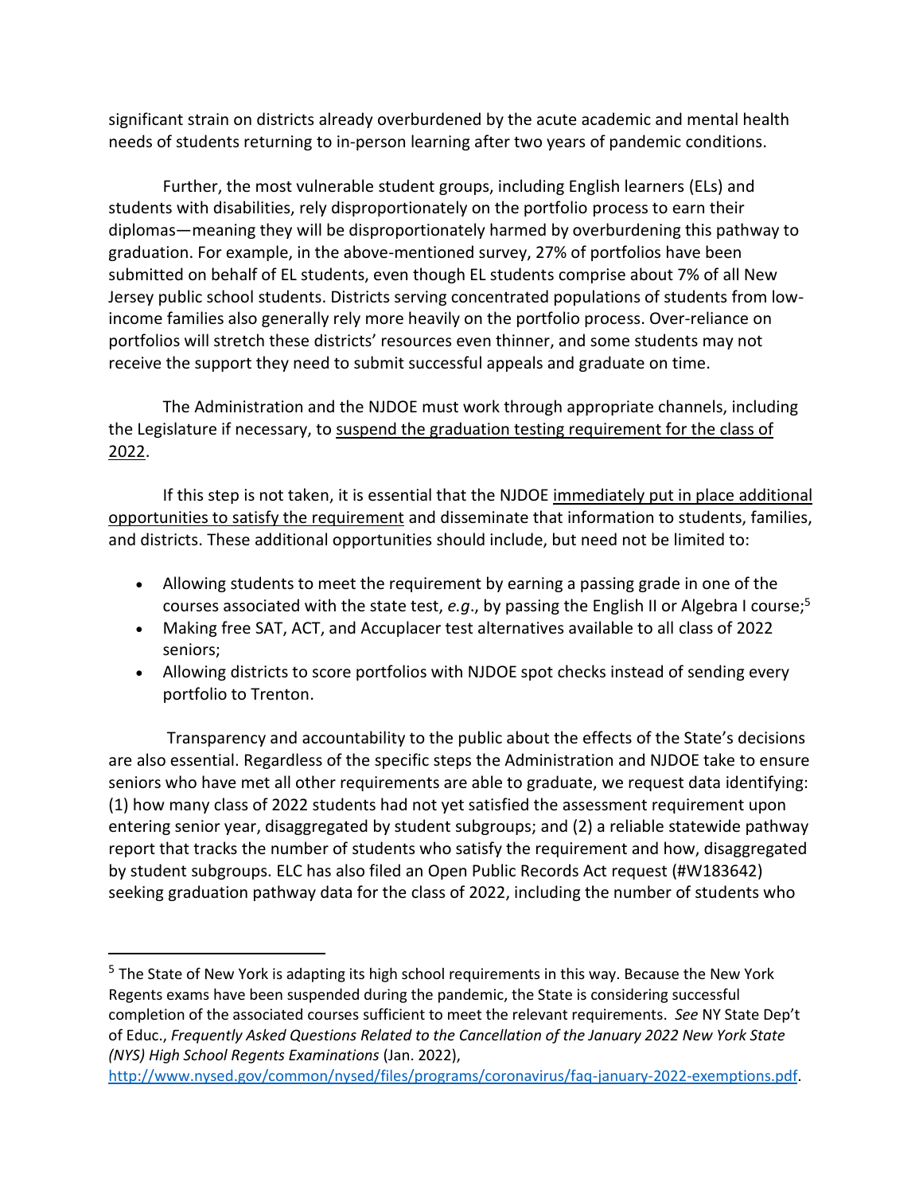significant strain on districts already overburdened by the acute academic and mental health needs of students returning to in-person learning after two years of pandemic conditions.

Further, the most vulnerable student groups, including English learners (ELs) and students with disabilities, rely disproportionately on the portfolio process to earn their diplomas—meaning they will be disproportionately harmed by overburdening this pathway to graduation. For example, in the above-mentioned survey, 27% of portfolios have been submitted on behalf of EL students, even though EL students comprise about 7% of all New Jersey public school students. Districts serving concentrated populations of students from low-income families also generally rely more heavily on the portfolio process. Over-reliance on portfolios will stretch these districts' resources even thinner, and some students may not receive the support they need to submit successful appeals and graduate on time.

The Administration and the NJDOE must work through appropriate channels, including the Legislature if necessary, to <u>suspend the graduation testing requirement for the class of 2022</u>.

If this step is not taken, it is essential that the NJDOE <u>immediately put in place additional opportunities to satisfy the requirement</u> and disseminate that information to students, families, and districts. These additional opportunities should include, but need not be limited to:

- Allowing students to meet the requirement by earning a passing grade in one of the courses associated with the state test, *e.g.*, by passing the English II or Algebra I course;[5]
- Making free SAT, ACT, and Accuplacer test alternatives available to all class of 2022 seniors;
- Allowing districts to score portfolios with NJDOE spot checks instead of sending every portfolio to Trenton.

Transparency and accountability to the public about the effects of the State's decisions are also essential. Regardless of the specific steps the Administration and NJDOE take to ensure seniors who have met all other requirements are able to graduate, we request data identifying: (1) how many class of 2022 students had not yet satisfied the assessment requirement upon entering senior year, disaggregated by student subgroups; and (2) a reliable statewide pathway report that tracks the number of students who satisfy the requirement and how, disaggregated by student subgroups. ELC has also filed an Open Public Records Act request (#W183642) seeking graduation pathway data for the class of 2022, including the number of students who

---

[5] The State of New York is adapting its high school requirements in this way. Because the New York Regents exams have been suspended during the pandemic, the State is considering successful completion of the associated courses sufficient to meet the relevant requirements. *See* NY State Dep't of Educ., *Frequently Asked Questions Related to the Cancellation of the January 2022 New York State (NYS) High School Regents Examinations* (Jan. 2022), http://www.nysed.gov/common/nysed/files/programs/coronavirus/faq-january-2022-exemptions.pdf.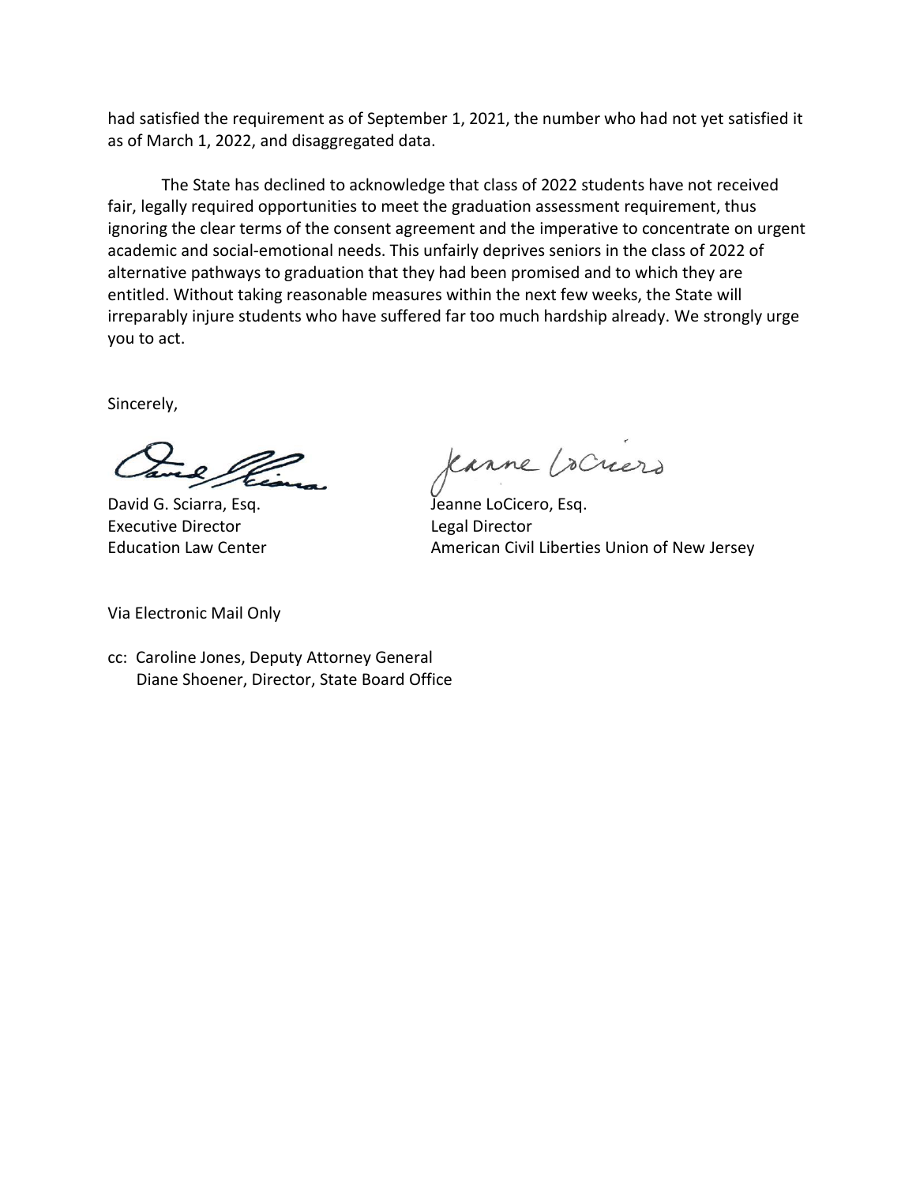had satisfied the requirement as of September 1, 2021, the number who had not yet satisfied it as of March 1, 2022, and disaggregated data.

The State has declined to acknowledge that class of 2022 students have not received fair, legally required opportunities to meet the graduation assessment requirement, thus ignoring the clear terms of the consent agreement and the imperative to concentrate on urgent academic and social-emotional needs. This unfairly deprives seniors in the class of 2022 of alternative pathways to graduation that they had been promised and to which they are entitled. Without taking reasonable measures within the next few weeks, the State will irreparably injure students who have suffered far too much hardship already. We strongly urge you to act.

Sincerely,

David G. Sciarra, Esq.
Executive Director
Education Law Center

Jeanne LoCicero, Esq.
Legal Director
American Civil Liberties Union of New Jersey

Via Electronic Mail Only

cc: Caroline Jones, Deputy Attorney General
Diane Shoener, Director, State Board Office